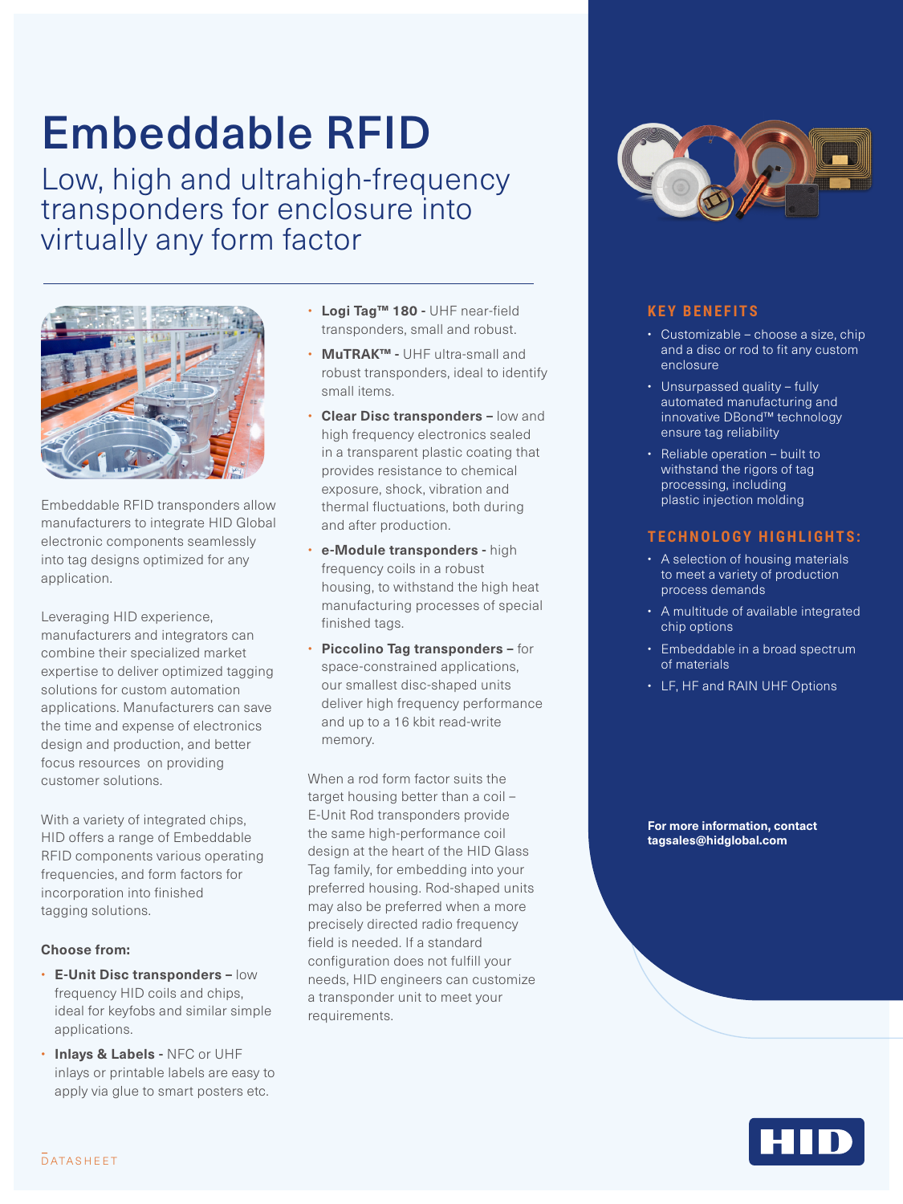# Embeddable RFID

## Low, high and ultrahigh-frequency transponders for enclosure into virtually any form factor

Embeddable RFID transponders allow manufacturers to integrate HID Global electronic components seamlessly into tag designs optimized for any application.

Leveraging HID experience, manufacturers and integrators can combine their specialized market expertise to deliver optimized tagging solutions for custom automation applications. Manufacturers can save the time and expense of electronics design and production, and better focus resources on providing customer solutions.

With a variety of integrated chips, HID offers a range of Embeddable RFID components various operating frequencies, and form factors for incorporation into finished tagging solutions.

**Choose from:**

- **E-Unit Disc transponders –** low frequency HID coils and chips, ideal for keyfobs and similar simple applications.
- **Inlays & Labels -** NFC or UHF inlays or printable labels are easy to apply via glue to smart posters etc.
- **Logi Tag™ 180 -** UHF near-field transponders, small and robust.
- **MuTRAK™ -** UHF ultra-small and robust transponders, ideal to identify small items.
- **Clear Disc transponders –** low and high frequency electronics sealed in a transparent plastic coating that provides resistance to chemical exposure, shock, vibration and thermal fluctuations, both during and after production.
- **e-Module transponders -** high frequency coils in a robust housing, to withstand the high heat manufacturing processes of special finished tags.
- **Piccolino Tag transponders –** for space-constrained applications, our smallest disc-shaped units deliver high frequency performance and up to a 16 kbit read-write memory.

When a rod form factor suits the target housing better than a coil – E-Unit Rod transponders provide the same high-performance coil design at the heart of the HID Glass Tag family, for embedding into your preferred housing. Rod-shaped units may also be preferred when a more precisely directed radio frequency field is needed. If a standard configuration does not fulfill your needs, HID engineers can customize a transponder unit to meet your requirements.

### KEY BENEFITS

- Customizable – choose a size, chip and a disc or rod to fit any custom enclosure
- Unsurpassed quality – fully automated manufacturing and innovative DBond™ technology ensure tag reliability
- Reliable operation – built to withstand the rigors of tag processing, including plastic injection molding

### TECHNOLOGY HIGHLIGHTS:

- A selection of housing materials to meet a variety of production process demands
- A multitude of available integrated chip options
- Embeddable in a broad spectrum of materials
- LF, HF and RAIN UHF Options

**For more information, contact tagsales@hidglobal.com**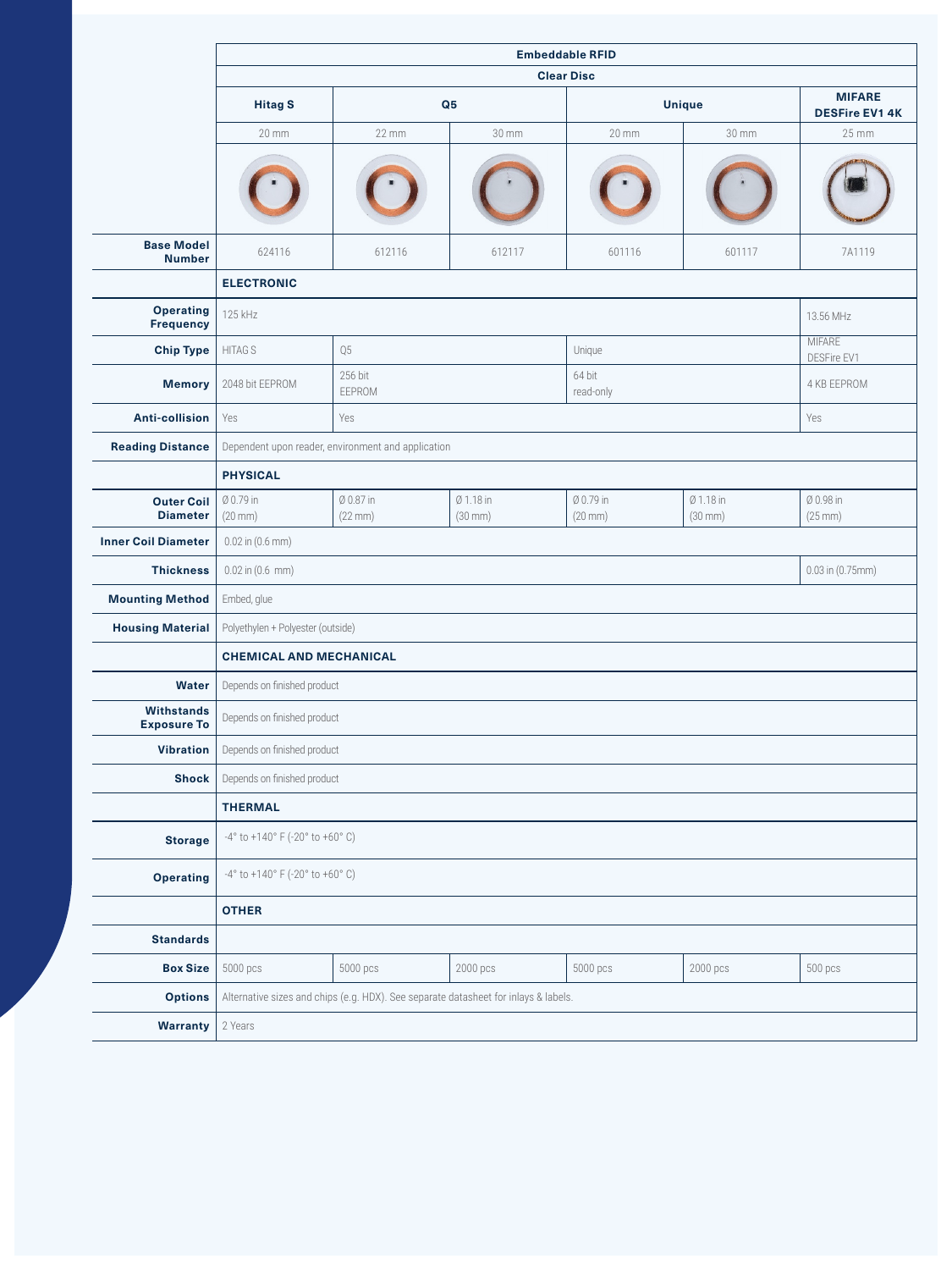| | Embeddable RFID | | | | | |
|---|---|---|---|---|---|---|
| | Clear Disc | | | | | |
| | Hitag S | Q5 | | Unique | | MIFARE DESFire EV1 4K |
| | 20 mm | 22 mm | 30 mm | 20 mm | 30 mm | 25 mm |
| **Base Model Number** | 624116 | 612116 | 612117 | 601116 | 601117 | 7A1119 |
| | **ELECTRONIC** | | | | | |
| **Operating Frequency** | 125 kHz | | | | | 13.56 MHz |
| **Chip Type** | HITAG S | Q5 | | Unique | | MIFARE DESFire EV1 |
| **Memory** | 2048 bit EEPROM | 256 bit EEPROM | | 64 bit read-only | | 4 KB EEPROM |
| **Anti-collision** | Yes | Yes | | | | Yes |
| **Reading Distance** | Dependent upon reader, environment and application | | | | | |
| | **PHYSICAL** | | | | | |
| **Outer Coil Diameter** | Ø 0.79 in (20 mm) | Ø 0.87 in (22 mm) | Ø 1.18 in (30 mm) | Ø 0.79 in (20 mm) | Ø 1.18 in (30 mm) | Ø 0.98 in (25 mm) |
| **Inner Coil Diameter** | 0.02 in (0.6 mm) | | | | | |
| **Thickness** | 0.02 in (0.6 mm) | | | | | 0.03 in (0.75mm) |
| **Mounting Method** | Embed, glue | | | | | |
| **Housing Material** | Polyethylen + Polyester (outside) | | | | | |
| | **CHEMICAL AND MECHANICAL** | | | | | |
| **Water** | Depends on finished product | | | | | |
| **Withstands Exposure To** | Depends on finished product | | | | | |
| **Vibration** | Depends on finished product | | | | | |
| **Shock** | Depends on finished product | | | | | |
| | **THERMAL** | | | | | |
| **Storage** | -4° to +140° F (-20° to +60° C) | | | | | |
| **Operating** | -4° to +140° F (-20° to +60° C) | | | | | |
| | **OTHER** | | | | | |
| **Standards** | | | | | | |
| **Box Size** | 5000 pcs | 5000 pcs | 2000 pcs | 5000 pcs | 2000 pcs | 500 pcs |
| **Options** | Alternative sizes and chips (e.g. HDX). See separate datasheet for inlays & labels. | | | | | |
| **Warranty** | 2 Years | | | | | |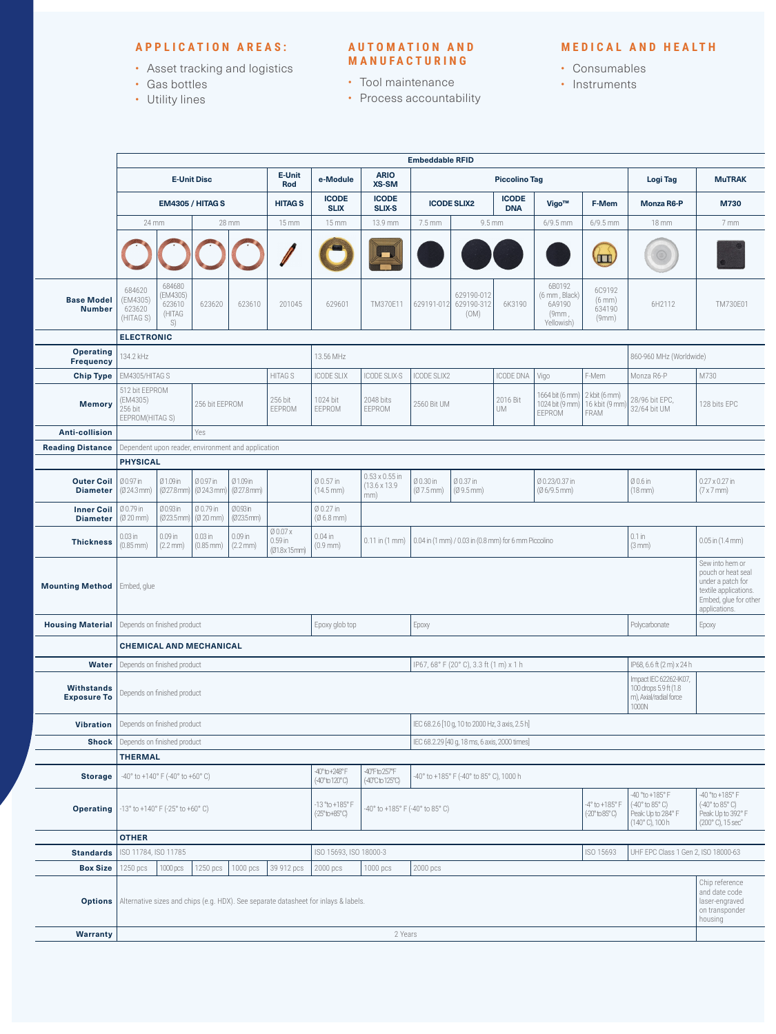### APPLICATION AREAS:

- Asset tracking and logistics
- Gas bottles
- Utility lines

### AUTOMATION AND MANUFACTURING

- Tool maintenance
- Process accountability

### MEDICAL AND HEALTH

- Consumables
- Instruments

| | Embeddable RFID | | | | | | | | | | | | | |
|---|---|---|---|---|---|---|---|---|---|---|---|---|---|---|
| | E-Unit Disc | | | | E-Unit Rod | e-Module | ARIO XS-SM | Piccolino Tag | | | | | Logi Tag | MuTRAK |
| | EM4305 / HITAG S | | | | HITAG S | ICODE SLIX | ICODE SLIX-S | ICODE SLIX2 | | ICODE DNA | Vigo™ | F-Mem | Monza R6-P | M730 |
| | 24 mm | | 28 mm | | 15 mm | 15 mm | 13.9 mm | 7.5 mm | 9.5 mm | | 6/9.5 mm | 6/9.5 mm | 18 mm | 7 mm |
| **Base Model Number** | 684620 (EM4305) 623620 (HITAG S) | 684680 (EM4305) 623610 (HITAG S) | 623620 | 623610 | 201045 | 629601 | TM370E11 | 629191-012 | 629190-012 629190-312 (OM) | 6K3190 | 6B0192 (6 mm, Black) 6A9190 (9mm, Yellowish) | 6C9192 (6 mm) 634190 (9mm) | 6H2112 | TM730E01 |
| **ELECTRONIC** | | | | | | | | | | | | | | |
| **Operating Frequency** | 134.2 kHz | | | | | 13.56 MHz | | | | | | | 860-960 MHz (Worldwide) | |
| **Chip Type** | EM4305/HITAG S | | | | HITAG S | ICODE SLIX | ICODE SLIX-S | ICODE SLIX2 | | ICODE DNA | Vigo | F-Mem | Monza R6-P | M730 |
| **Memory** | 512 bit EEPROM (EM4305) 256 bit EEPROM(HITAG S) | | 256 bit EEPROM | | 256 bit EEPROM | 1024 bit EEPROM | 2048 bits EEPROM | 2560 Bit UM | | 2016 Bit UM | 1664 bit (6 mm) 1024 bit (9 mm) EEPROM | 2 kbit (6 mm) 16 kbit (9 mm) FRAM | 28/96 bit EPC, 32/64 bit UM | 128 bits EPC |
| **Anti-collision** | | | Yes | | | | | | | | | | | |
| **Reading Distance** | Dependent upon reader, environment and application | | | | | | | | | | | | | |
| **PHYSICAL** | | | | | | | | | | | | | | |
| **Outer Coil Diameter** | Ø 0.97 in (Ø 24.3 mm) | Ø 1.09 in (Ø 27.8 mm) | Ø 0.97 in (Ø 24.3 mm) | Ø 1.09in (Ø 27.8mm) | | Ø 0.57 in (14.5 mm) | 0.53 x 0.55 in (13.6 x 13.9 mm) | Ø 0.30 in (Ø 7.5 mm) | Ø 0.37 in (Ø 9.5 mm) | | Ø 0.23/0.37 in (Ø 6/9.5 mm) | | Ø 0.6 in (18 mm) | 0.27 x 0.27 in (7 x 7 mm) |
| **Inner Coil Diameter** | Ø 0.79 in (Ø 20 mm) | Ø 0.93 in (Ø 23.5 mm) | Ø 0.79 in (Ø 20 mm) | Ø 0.93 in (Ø 23.5 mm) | | Ø 0.27 in (Ø 6.8 mm) | | | | | | | | |
| **Thickness** | 0.03 in (0.85 mm) | 0.09 in (2.2 mm) | 0.03 in (0.85 mm) | 0.09 in (2.2 mm) | Ø 0.07 x 0.59 in (Ø1.8x15mm) | 0.04 in (0.9 mm) | 0.11 in (1 mm) | 0.04 in (1 mm) / 0.03 in (0.8 mm) for 6 mm Piccolino | | | | | 0.1 in (3 mm) | 0.05 in (1.4 mm) |
| **Mounting Method** | Embed, glue | | | | | | | | | | | | | Sew into hem or pouch or heat seal under a patch for textile applications. Embed, glue for other applications. |
| **Housing Material** | Depends on finished product | | | | | Epoxy glob top | | Epoxy | | | | | Polycarbonate | Epoxy |
| **CHEMICAL AND MECHANICAL** | | | | | | | | | | | | | | |
| **Water** | Depends on finished product | | | | | | | IP67, 68° F (20° C), 3.3 ft (1 m) x 1 h | | | | | IP68, 6.6 ft (2 m) x 24 h | |
| **Withstands Exposure To** | Depends on finished product | | | | | | | | | | | | Impact IEC 62262-IK07, 100 drops 5.9 ft (1.8 m), Axial/radial force 1000N | |
| **Vibration** | Depends on finished product | | | | | | | IEC 68.2.6 [10 g, 10 to 2000 Hz, 3 axis, 2.5 h] | | | | | | |
| **Shock** | Depends on finished product | | | | | | | IEC 68.2.29 [40 g, 18 ms, 6 axis, 2000 times] | | | | | | |
| **THERMAL** | | | | | | | | | | | | | | |
| **Storage** | -40° to +140° F (-40° to +60° C) | | | | | -40° to +248° F (-40° to 120° C) | -40°F to 257°F (-40°C to 125°C) | -40° to +185° F (-40° to 85° C), 1000 h | | | | | | |
| **Operating** | -13° to +140° F (-25° to +60° C) | | | | | -13 °to +185° F (-25° to +85° C) | -40° to +185° F (-40° to 85° C) | | | | | -4° to +185° F (-20° to 85° C) | -40 °to +185° F (-40° to 85° C) Peak: Up to 284° F (140° C), 100 h | -40 °to +185° F (-40° to 85° C) Peak: Up to 392° F (200° C), 15 sec |
| **OTHER** | | | | | | | | | | | | | | |
| **Standards** | ISO 11784, ISO 11785 | | | | | ISO 15693, ISO 18000-3 | | | | | | ISO 15693 | UHF EPC Class 1 Gen 2, ISO 18000-63 | |
| **Box Size** | 1250 pcs | 1000 pcs | 1250 pcs | 1000 pcs | 39 912 pcs | 2000 pcs | 1000 pcs | 2000 pcs | | | | | | |
| **Options** | Alternative sizes and chips (e.g. HDX). See separate datasheet for inlays & labels. | | | | | | | | | | | | | Chip reference and date code laser-engraved on transponder housing |
| **Warranty** | 2 Years | | | | | | | | | | | | | |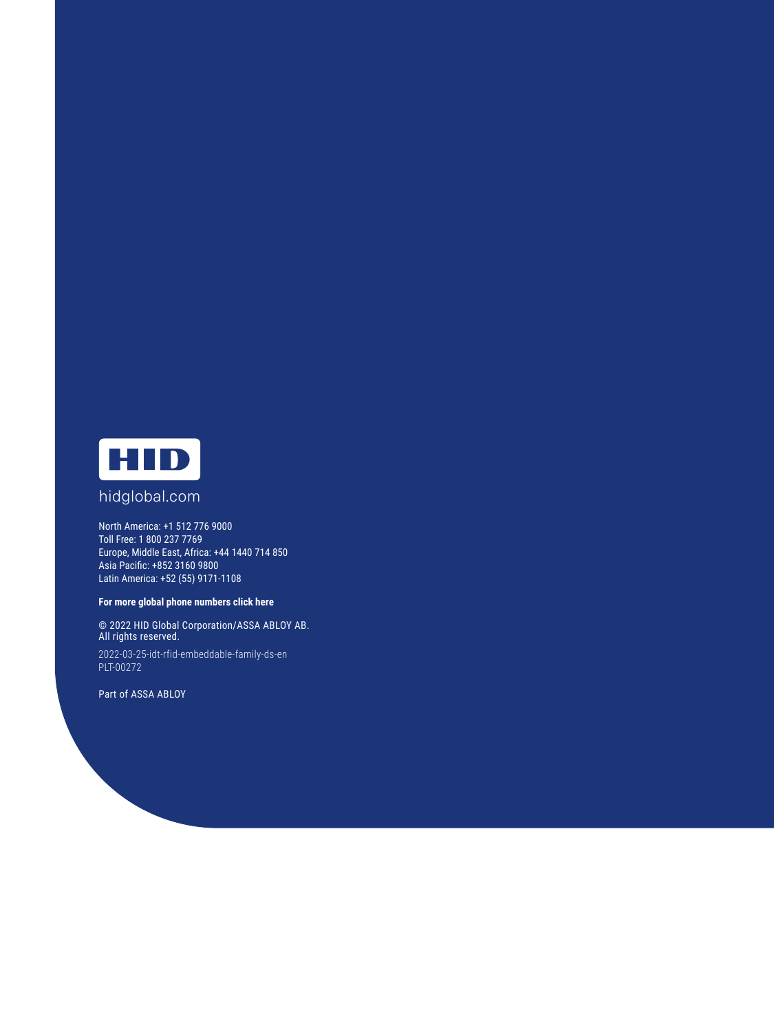HID

hidglobal.com

North America: +1 512 776 9000
Toll Free: 1 800 237 7769
Europe, Middle East, Africa: +44 1440 714 850
Asia Pacific: +852 3160 9800
Latin America: +52 (55) 9171-1108

**For more global phone numbers click here**

© 2022 HID Global Corporation/ASSA ABLOY AB.
All rights reserved.

2022-03-25-idt-rfid-embeddable-family-ds-en
PLT-00272

Part of ASSA ABLOY